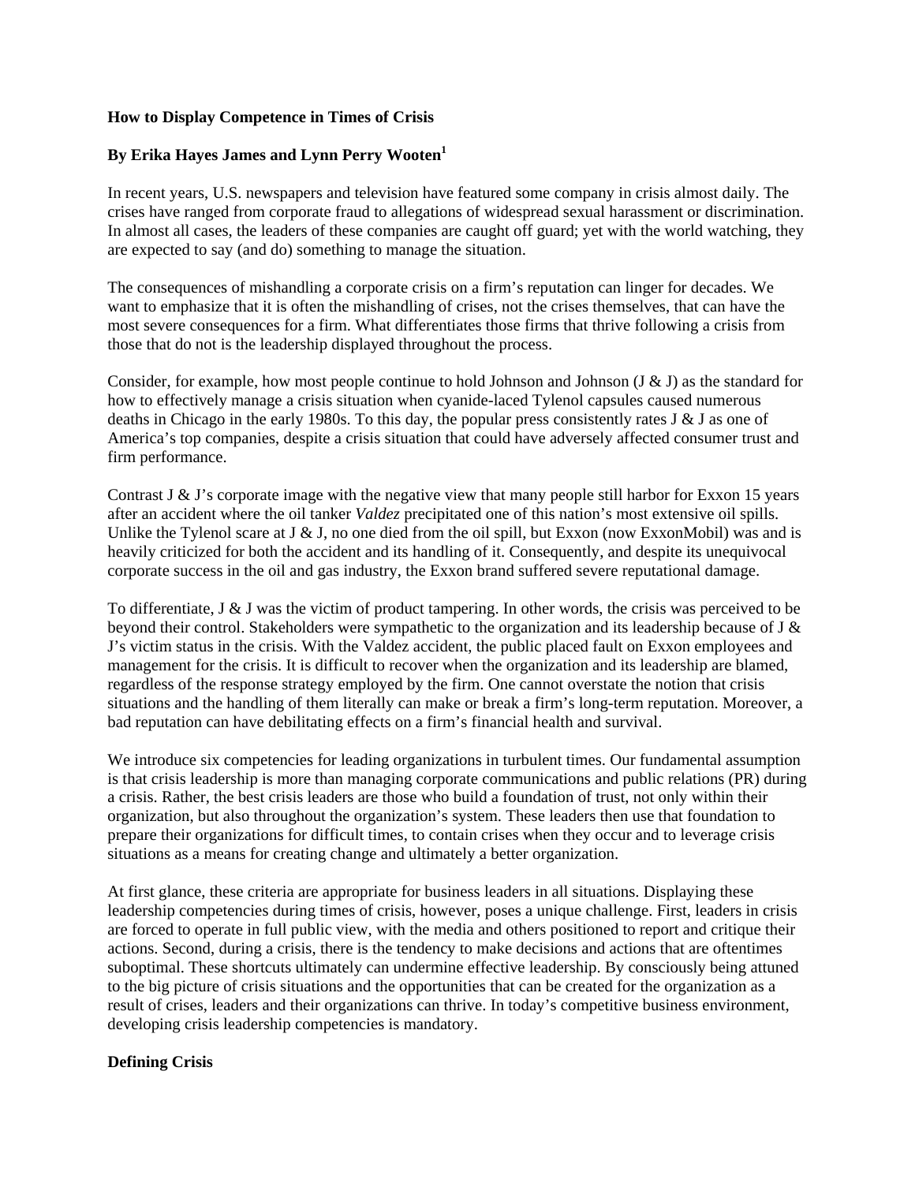# How to Display Competence in Times of Crisis

**By Erika Hayes James and Lynn Perry Wooten[1]**

In recent years, U.S. newspapers and television have featured some company in crisis almost daily. The crises have ranged from corporate fraud to allegations of widespread sexual harassment or discrimination. In almost all cases, the leaders of these companies are caught off guard; yet with the world watching, they are expected to say (and do) something to manage the situation.

The consequences of mishandling a corporate crisis on a firm's reputation can linger for decades. We want to emphasize that it is often the mishandling of crises, not the crises themselves, that can have the most severe consequences for a firm. What differentiates those firms that thrive following a crisis from those that do not is the leadership displayed throughout the process.

Consider, for example, how most people continue to hold Johnson and Johnson (J & J) as the standard for how to effectively manage a crisis situation when cyanide-laced Tylenol capsules caused numerous deaths in Chicago in the early 1980s. To this day, the popular press consistently rates J & J as one of America's top companies, despite a crisis situation that could have adversely affected consumer trust and firm performance.

Contrast J & J's corporate image with the negative view that many people still harbor for Exxon 15 years after an accident where the oil tanker *Valdez* precipitated one of this nation's most extensive oil spills. Unlike the Tylenol scare at J & J, no one died from the oil spill, but Exxon (now ExxonMobil) was and is heavily criticized for both the accident and its handling of it. Consequently, and despite its unequivocal corporate success in the oil and gas industry, the Exxon brand suffered severe reputational damage.

To differentiate, J & J was the victim of product tampering. In other words, the crisis was perceived to be beyond their control. Stakeholders were sympathetic to the organization and its leadership because of J & J's victim status in the crisis. With the Valdez accident, the public placed fault on Exxon employees and management for the crisis. It is difficult to recover when the organization and its leadership are blamed, regardless of the response strategy employed by the firm. One cannot overstate the notion that crisis situations and the handling of them literally can make or break a firm's long-term reputation. Moreover, a bad reputation can have debilitating effects on a firm's financial health and survival.

We introduce six competencies for leading organizations in turbulent times. Our fundamental assumption is that crisis leadership is more than managing corporate communications and public relations (PR) during a crisis. Rather, the best crisis leaders are those who build a foundation of trust, not only within their organization, but also throughout the organization's system. These leaders then use that foundation to prepare their organizations for difficult times, to contain crises when they occur and to leverage crisis situations as a means for creating change and ultimately a better organization.

At first glance, these criteria are appropriate for business leaders in all situations. Displaying these leadership competencies during times of crisis, however, poses a unique challenge. First, leaders in crisis are forced to operate in full public view, with the media and others positioned to report and critique their actions. Second, during a crisis, there is the tendency to make decisions and actions that are oftentimes suboptimal. These shortcuts ultimately can undermine effective leadership. By consciously being attuned to the big picture of crisis situations and the opportunities that can be created for the organization as a result of crises, leaders and their organizations can thrive. In today's competitive business environment, developing crisis leadership competencies is mandatory.

## Defining Crisis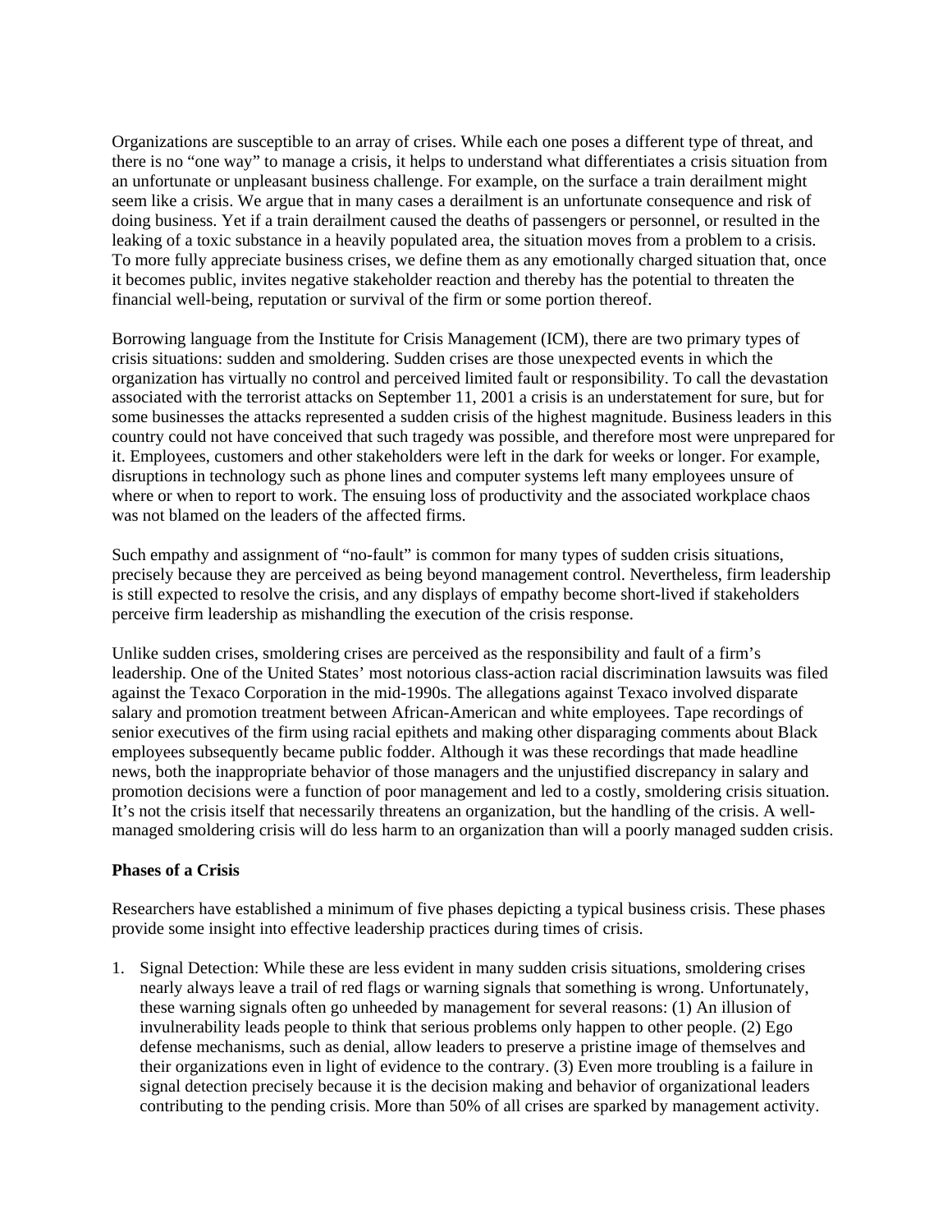Organizations are susceptible to an array of crises. While each one poses a different type of threat, and there is no "one way" to manage a crisis, it helps to understand what differentiates a crisis situation from an unfortunate or unpleasant business challenge. For example, on the surface a train derailment might seem like a crisis. We argue that in many cases a derailment is an unfortunate consequence and risk of doing business. Yet if a train derailment caused the deaths of passengers or personnel, or resulted in the leaking of a toxic substance in a heavily populated area, the situation moves from a problem to a crisis. To more fully appreciate business crises, we define them as any emotionally charged situation that, once it becomes public, invites negative stakeholder reaction and thereby has the potential to threaten the financial well-being, reputation or survival of the firm or some portion thereof.

Borrowing language from the Institute for Crisis Management (ICM), there are two primary types of crisis situations: sudden and smoldering. Sudden crises are those unexpected events in which the organization has virtually no control and perceived limited fault or responsibility. To call the devastation associated with the terrorist attacks on September 11, 2001 a crisis is an understatement for sure, but for some businesses the attacks represented a sudden crisis of the highest magnitude. Business leaders in this country could not have conceived that such tragedy was possible, and therefore most were unprepared for it. Employees, customers and other stakeholders were left in the dark for weeks or longer. For example, disruptions in technology such as phone lines and computer systems left many employees unsure of where or when to report to work. The ensuing loss of productivity and the associated workplace chaos was not blamed on the leaders of the affected firms.

Such empathy and assignment of "no-fault" is common for many types of sudden crisis situations, precisely because they are perceived as being beyond management control. Nevertheless, firm leadership is still expected to resolve the crisis, and any displays of empathy become short-lived if stakeholders perceive firm leadership as mishandling the execution of the crisis response.

Unlike sudden crises, smoldering crises are perceived as the responsibility and fault of a firm's leadership. One of the United States' most notorious class-action racial discrimination lawsuits was filed against the Texaco Corporation in the mid-1990s. The allegations against Texaco involved disparate salary and promotion treatment between African-American and white employees. Tape recordings of senior executives of the firm using racial epithets and making other disparaging comments about Black employees subsequently became public fodder. Although it was these recordings that made headline news, both the inappropriate behavior of those managers and the unjustified discrepancy in salary and promotion decisions were a function of poor management and led to a costly, smoldering crisis situation. It's not the crisis itself that necessarily threatens an organization, but the handling of the crisis. A well-managed smoldering crisis will do less harm to an organization than will a poorly managed sudden crisis.

**Phases of a Crisis**

Researchers have established a minimum of five phases depicting a typical business crisis. These phases provide some insight into effective leadership practices during times of crisis.

1. Signal Detection: While these are less evident in many sudden crisis situations, smoldering crises nearly always leave a trail of red flags or warning signals that something is wrong. Unfortunately, these warning signals often go unheeded by management for several reasons: (1) An illusion of invulnerability leads people to think that serious problems only happen to other people. (2) Ego defense mechanisms, such as denial, allow leaders to preserve a pristine image of themselves and their organizations even in light of evidence to the contrary. (3) Even more troubling is a failure in signal detection precisely because it is the decision making and behavior of organizational leaders contributing to the pending crisis. More than 50% of all crises are sparked by management activity.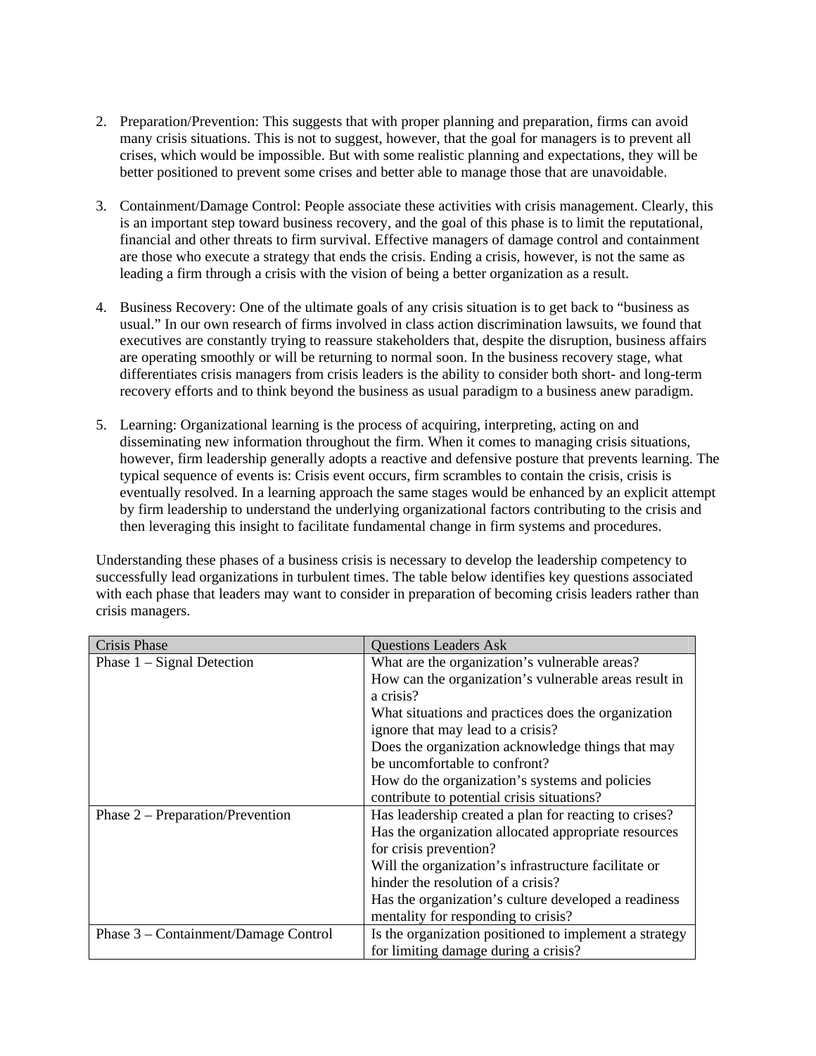2. Preparation/Prevention: This suggests that with proper planning and preparation, firms can avoid many crisis situations. This is not to suggest, however, that the goal for managers is to prevent all crises, which would be impossible. But with some realistic planning and expectations, they will be better positioned to prevent some crises and better able to manage those that are unavoidable.

3. Containment/Damage Control: People associate these activities with crisis management. Clearly, this is an important step toward business recovery, and the goal of this phase is to limit the reputational, financial and other threats to firm survival. Effective managers of damage control and containment are those who execute a strategy that ends the crisis. Ending a crisis, however, is not the same as leading a firm through a crisis with the vision of being a better organization as a result.

4. Business Recovery: One of the ultimate goals of any crisis situation is to get back to "business as usual." In our own research of firms involved in class action discrimination lawsuits, we found that executives are constantly trying to reassure stakeholders that, despite the disruption, business affairs are operating smoothly or will be returning to normal soon. In the business recovery stage, what differentiates crisis managers from crisis leaders is the ability to consider both short- and long-term recovery efforts and to think beyond the business as usual paradigm to a business anew paradigm.

5. Learning: Organizational learning is the process of acquiring, interpreting, acting on and disseminating new information throughout the firm. When it comes to managing crisis situations, however, firm leadership generally adopts a reactive and defensive posture that prevents learning. The typical sequence of events is: Crisis event occurs, firm scrambles to contain the crisis, crisis is eventually resolved. In a learning approach the same stages would be enhanced by an explicit attempt by firm leadership to understand the underlying organizational factors contributing to the crisis and then leveraging this insight to facilitate fundamental change in firm systems and procedures.

Understanding these phases of a business crisis is necessary to develop the leadership competency to successfully lead organizations in turbulent times. The table below identifies key questions associated with each phase that leaders may want to consider in preparation of becoming crisis leaders rather than crisis managers.

| Crisis Phase | Questions Leaders Ask |
|---|---|
| Phase 1 – Signal Detection | What are the organization's vulnerable areas?<br>How can the organization's vulnerable areas result in a crisis?<br>What situations and practices does the organization ignore that may lead to a crisis?<br>Does the organization acknowledge things that may be uncomfortable to confront?<br>How do the organization's systems and policies contribute to potential crisis situations? |
| Phase 2 – Preparation/Prevention | Has leadership created a plan for reacting to crises?<br>Has the organization allocated appropriate resources for crisis prevention?<br>Will the organization's infrastructure facilitate or hinder the resolution of a crisis?<br>Has the organization's culture developed a readiness mentality for responding to crisis? |
| Phase 3 – Containment/Damage Control | Is the organization positioned to implement a strategy for limiting damage during a crisis? |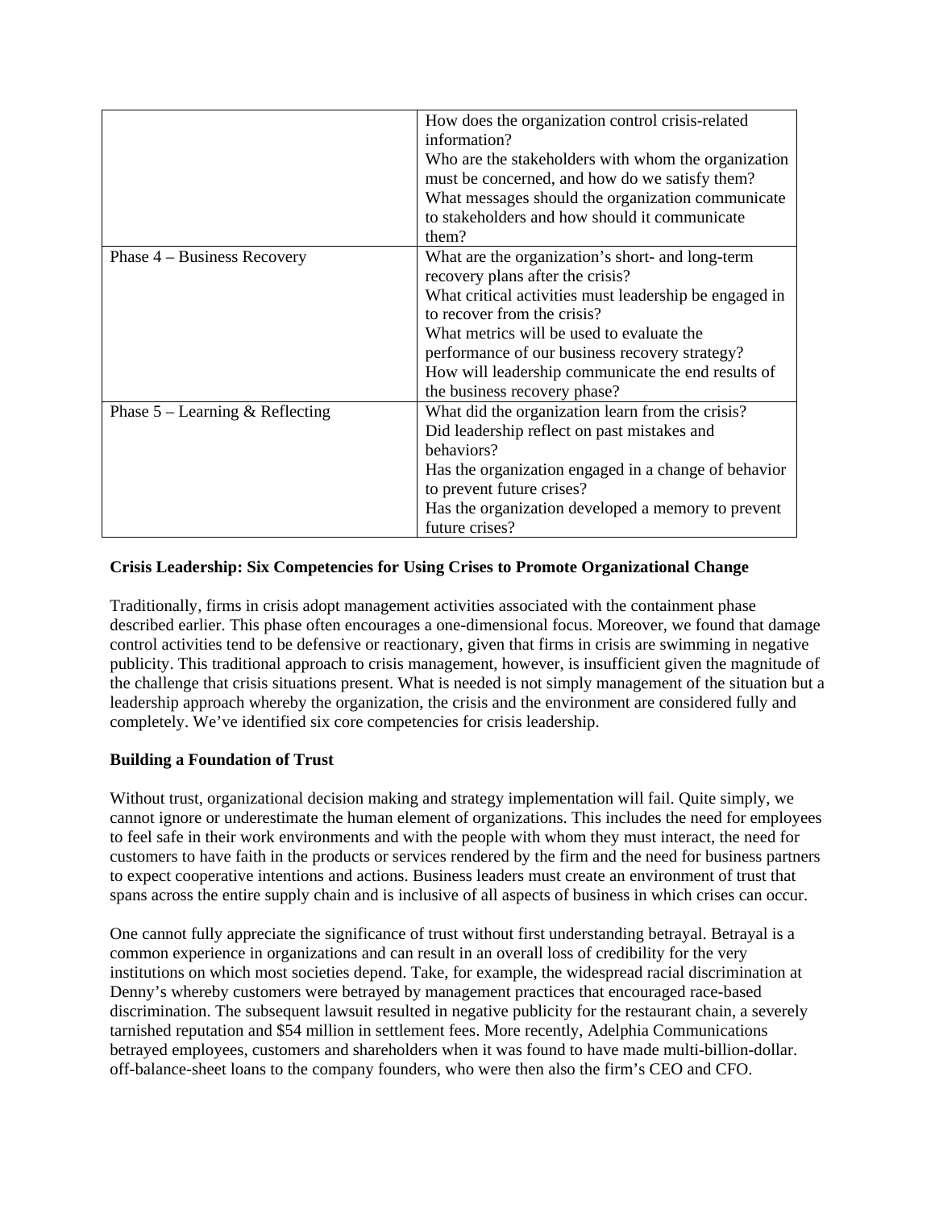| | |
|---|---|
| | How does the organization control crisis-related information?<br>Who are the stakeholders with whom the organization must be concerned, and how do we satisfy them?<br>What messages should the organization communicate to stakeholders and how should it communicate them? |
| Phase 4 – Business Recovery | What are the organization's short- and long-term recovery plans after the crisis?<br>What critical activities must leadership be engaged in to recover from the crisis?<br>What metrics will be used to evaluate the performance of our business recovery strategy?<br>How will leadership communicate the end results of the business recovery phase? |
| Phase 5 – Learning & Reflecting | What did the organization learn from the crisis?<br>Did leadership reflect on past mistakes and behaviors?<br>Has the organization engaged in a change of behavior to prevent future crises?<br>Has the organization developed a memory to prevent future crises? |

**Crisis Leadership: Six Competencies for Using Crises to Promote Organizational Change**

Traditionally, firms in crisis adopt management activities associated with the containment phase described earlier. This phase often encourages a one-dimensional focus. Moreover, we found that damage control activities tend to be defensive or reactionary, given that firms in crisis are swimming in negative publicity. This traditional approach to crisis management, however, is insufficient given the magnitude of the challenge that crisis situations present. What is needed is not simply management of the situation but a leadership approach whereby the organization, the crisis and the environment are considered fully and completely. We've identified six core competencies for crisis leadership.

**Building a Foundation of Trust**

Without trust, organizational decision making and strategy implementation will fail. Quite simply, we cannot ignore or underestimate the human element of organizations. This includes the need for employees to feel safe in their work environments and with the people with whom they must interact, the need for customers to have faith in the products or services rendered by the firm and the need for business partners to expect cooperative intentions and actions. Business leaders must create an environment of trust that spans across the entire supply chain and is inclusive of all aspects of business in which crises can occur.

One cannot fully appreciate the significance of trust without first understanding betrayal. Betrayal is a common experience in organizations and can result in an overall loss of credibility for the very institutions on which most societies depend. Take, for example, the widespread racial discrimination at Denny's whereby customers were betrayed by management practices that encouraged race-based discrimination. The subsequent lawsuit resulted in negative publicity for the restaurant chain, a severely tarnished reputation and $54 million in settlement fees. More recently, Adelphia Communications betrayed employees, customers and shareholders when it was found to have made multi-billion-dollar. off-balance-sheet loans to the company founders, who were then also the firm's CEO and CFO.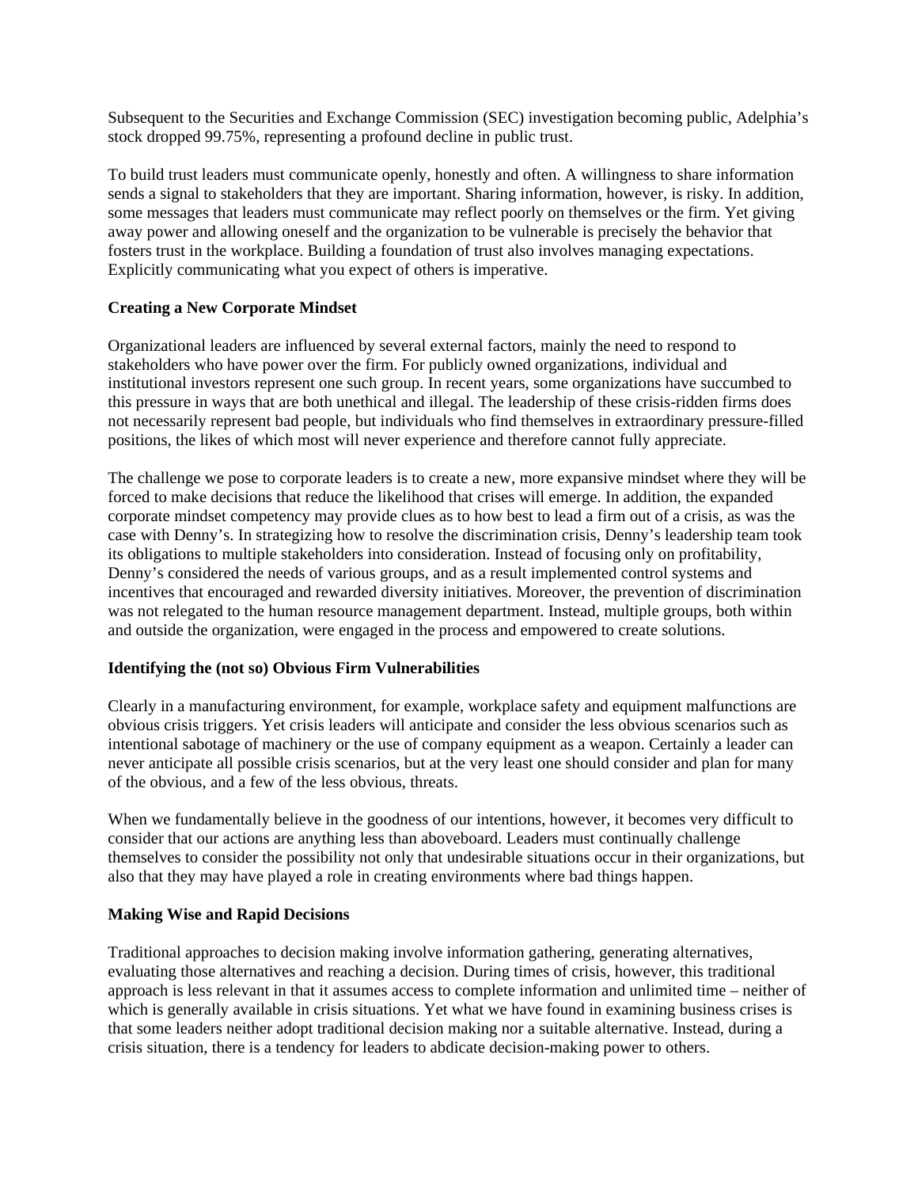Subsequent to the Securities and Exchange Commission (SEC) investigation becoming public, Adelphia's stock dropped 99.75%, representing a profound decline in public trust.

To build trust leaders must communicate openly, honestly and often. A willingness to share information sends a signal to stakeholders that they are important. Sharing information, however, is risky. In addition, some messages that leaders must communicate may reflect poorly on themselves or the firm. Yet giving away power and allowing oneself and the organization to be vulnerable is precisely the behavior that fosters trust in the workplace. Building a foundation of trust also involves managing expectations. Explicitly communicating what you expect of others is imperative.

**Creating a New Corporate Mindset**

Organizational leaders are influenced by several external factors, mainly the need to respond to stakeholders who have power over the firm. For publicly owned organizations, individual and institutional investors represent one such group. In recent years, some organizations have succumbed to this pressure in ways that are both unethical and illegal. The leadership of these crisis-ridden firms does not necessarily represent bad people, but individuals who find themselves in extraordinary pressure-filled positions, the likes of which most will never experience and therefore cannot fully appreciate.

The challenge we pose to corporate leaders is to create a new, more expansive mindset where they will be forced to make decisions that reduce the likelihood that crises will emerge. In addition, the expanded corporate mindset competency may provide clues as to how best to lead a firm out of a crisis, as was the case with Denny's. In strategizing how to resolve the discrimination crisis, Denny's leadership team took its obligations to multiple stakeholders into consideration. Instead of focusing only on profitability, Denny's considered the needs of various groups, and as a result implemented control systems and incentives that encouraged and rewarded diversity initiatives. Moreover, the prevention of discrimination was not relegated to the human resource management department. Instead, multiple groups, both within and outside the organization, were engaged in the process and empowered to create solutions.

**Identifying the (not so) Obvious Firm Vulnerabilities**

Clearly in a manufacturing environment, for example, workplace safety and equipment malfunctions are obvious crisis triggers. Yet crisis leaders will anticipate and consider the less obvious scenarios such as intentional sabotage of machinery or the use of company equipment as a weapon. Certainly a leader can never anticipate all possible crisis scenarios, but at the very least one should consider and plan for many of the obvious, and a few of the less obvious, threats.

When we fundamentally believe in the goodness of our intentions, however, it becomes very difficult to consider that our actions are anything less than aboveboard. Leaders must continually challenge themselves to consider the possibility not only that undesirable situations occur in their organizations, but also that they may have played a role in creating environments where bad things happen.

**Making Wise and Rapid Decisions**

Traditional approaches to decision making involve information gathering, generating alternatives, evaluating those alternatives and reaching a decision. During times of crisis, however, this traditional approach is less relevant in that it assumes access to complete information and unlimited time – neither of which is generally available in crisis situations. Yet what we have found in examining business crises is that some leaders neither adopt traditional decision making nor a suitable alternative. Instead, during a crisis situation, there is a tendency for leaders to abdicate decision-making power to others.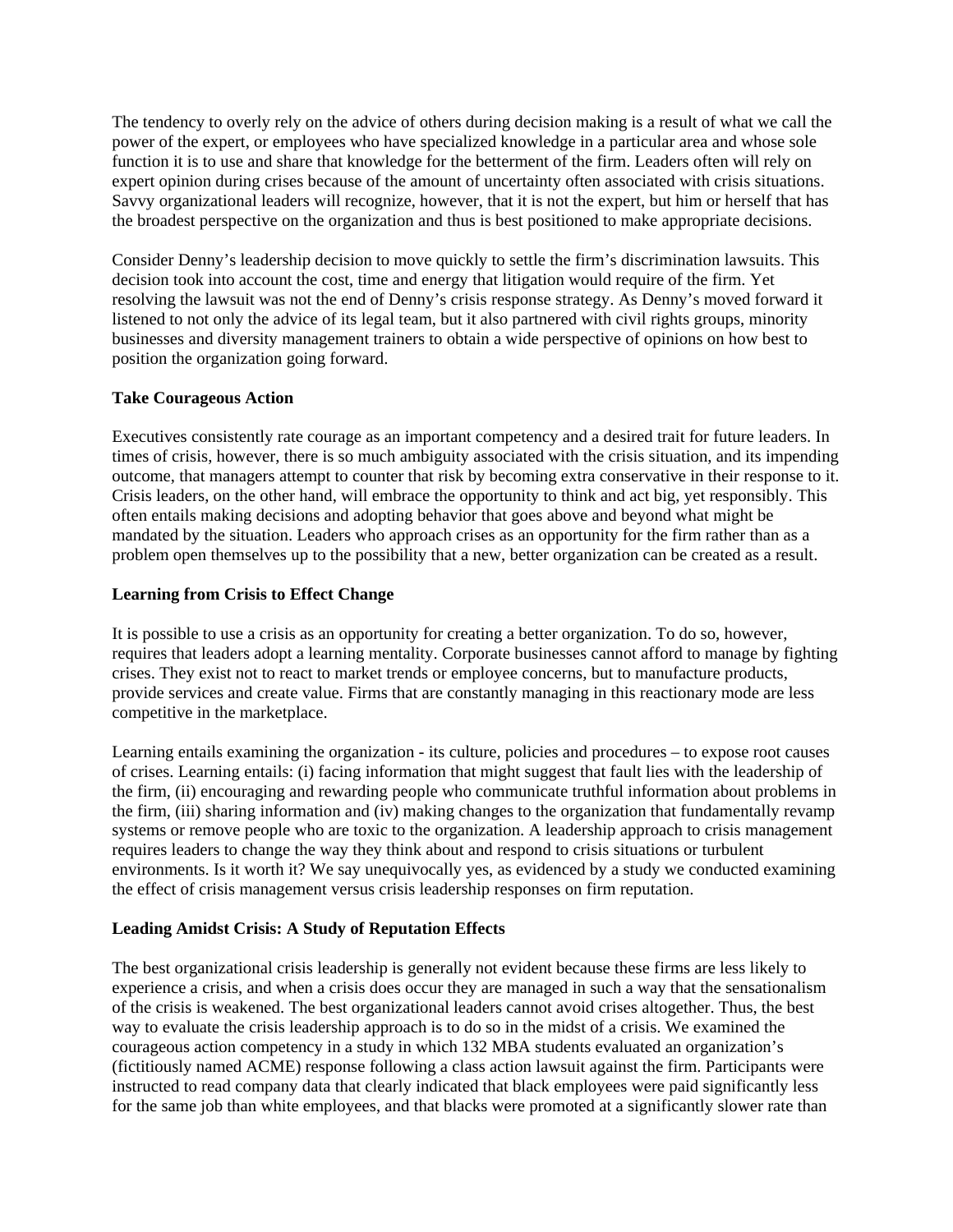The tendency to overly rely on the advice of others during decision making is a result of what we call the power of the expert, or employees who have specialized knowledge in a particular area and whose sole function it is to use and share that knowledge for the betterment of the firm. Leaders often will rely on expert opinion during crises because of the amount of uncertainty often associated with crisis situations. Savvy organizational leaders will recognize, however, that it is not the expert, but him or herself that has the broadest perspective on the organization and thus is best positioned to make appropriate decisions.

Consider Denny's leadership decision to move quickly to settle the firm's discrimination lawsuits. This decision took into account the cost, time and energy that litigation would require of the firm. Yet resolving the lawsuit was not the end of Denny's crisis response strategy. As Denny's moved forward it listened to not only the advice of its legal team, but it also partnered with civil rights groups, minority businesses and diversity management trainers to obtain a wide perspective of opinions on how best to position the organization going forward.

**Take Courageous Action**

Executives consistently rate courage as an important competency and a desired trait for future leaders. In times of crisis, however, there is so much ambiguity associated with the crisis situation, and its impending outcome, that managers attempt to counter that risk by becoming extra conservative in their response to it. Crisis leaders, on the other hand, will embrace the opportunity to think and act big, yet responsibly. This often entails making decisions and adopting behavior that goes above and beyond what might be mandated by the situation. Leaders who approach crises as an opportunity for the firm rather than as a problem open themselves up to the possibility that a new, better organization can be created as a result.

**Learning from Crisis to Effect Change**

It is possible to use a crisis as an opportunity for creating a better organization. To do so, however, requires that leaders adopt a learning mentality. Corporate businesses cannot afford to manage by fighting crises. They exist not to react to market trends or employee concerns, but to manufacture products, provide services and create value. Firms that are constantly managing in this reactionary mode are less competitive in the marketplace.

Learning entails examining the organization - its culture, policies and procedures – to expose root causes of crises. Learning entails: (i) facing information that might suggest that fault lies with the leadership of the firm, (ii) encouraging and rewarding people who communicate truthful information about problems in the firm, (iii) sharing information and (iv) making changes to the organization that fundamentally revamp systems or remove people who are toxic to the organization. A leadership approach to crisis management requires leaders to change the way they think about and respond to crisis situations or turbulent environments. Is it worth it? We say unequivocally yes, as evidenced by a study we conducted examining the effect of crisis management versus crisis leadership responses on firm reputation.

**Leading Amidst Crisis: A Study of Reputation Effects**

The best organizational crisis leadership is generally not evident because these firms are less likely to experience a crisis, and when a crisis does occur they are managed in such a way that the sensationalism of the crisis is weakened. The best organizational leaders cannot avoid crises altogether. Thus, the best way to evaluate the crisis leadership approach is to do so in the midst of a crisis. We examined the courageous action competency in a study in which 132 MBA students evaluated an organization's (fictitiously named ACME) response following a class action lawsuit against the firm. Participants were instructed to read company data that clearly indicated that black employees were paid significantly less for the same job than white employees, and that blacks were promoted at a significantly slower rate than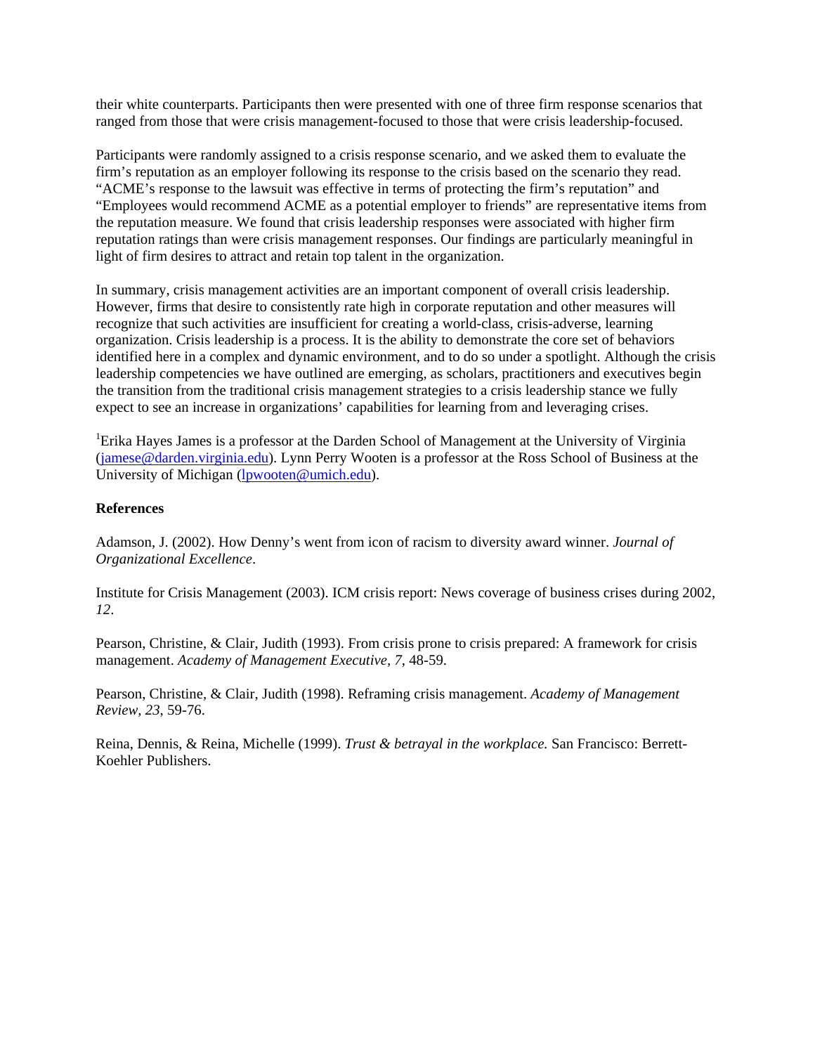their white counterparts. Participants then were presented with one of three firm response scenarios that ranged from those that were crisis management-focused to those that were crisis leadership-focused.

Participants were randomly assigned to a crisis response scenario, and we asked them to evaluate the firm's reputation as an employer following its response to the crisis based on the scenario they read. "ACME's response to the lawsuit was effective in terms of protecting the firm's reputation" and "Employees would recommend ACME as a potential employer to friends" are representative items from the reputation measure. We found that crisis leadership responses were associated with higher firm reputation ratings than were crisis management responses. Our findings are particularly meaningful in light of firm desires to attract and retain top talent in the organization.

In summary, crisis management activities are an important component of overall crisis leadership. However, firms that desire to consistently rate high in corporate reputation and other measures will recognize that such activities are insufficient for creating a world-class, crisis-adverse, learning organization. Crisis leadership is a process. It is the ability to demonstrate the core set of behaviors identified here in a complex and dynamic environment, and to do so under a spotlight. Although the crisis leadership competencies we have outlined are emerging, as scholars, practitioners and executives begin the transition from the traditional crisis management strategies to a crisis leadership stance we fully expect to see an increase in organizations' capabilities for learning from and leveraging crises.

[1]Erika Hayes James is a professor at the Darden School of Management at the University of Virginia (jamese@darden.virginia.edu). Lynn Perry Wooten is a professor at the Ross School of Business at the University of Michigan (lpwooten@umich.edu).

**References**

Adamson, J. (2002). How Denny's went from icon of racism to diversity award winner. *Journal of Organizational Excellence*.

Institute for Crisis Management (2003). ICM crisis report: News coverage of business crises during 2002, *12*.

Pearson, Christine, & Clair, Judith (1993). From crisis prone to crisis prepared: A framework for crisis management. *Academy of Management Executive, 7,* 48-59.

Pearson, Christine, & Clair, Judith (1998). Reframing crisis management. *Academy of Management Review, 23*, 59-76.

Reina, Dennis, & Reina, Michelle (1999). *Trust & betrayal in the workplace.* San Francisco: Berrett-Koehler Publishers.